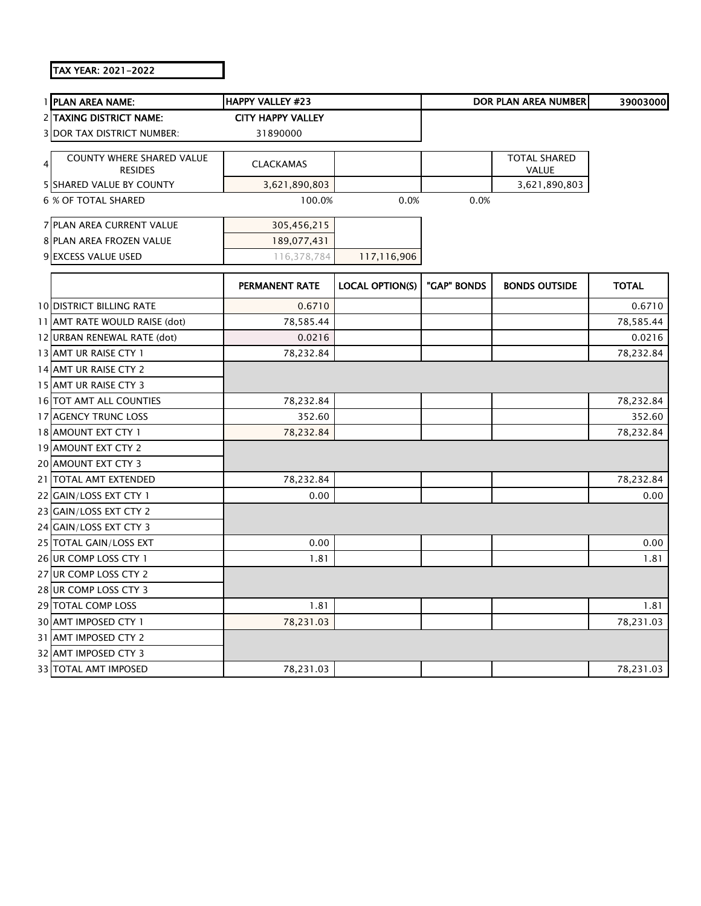TAX YEAR: 2021-2022

| | | | | | | |
|---|---|---|---|---|---|---|
| 1 | **PLAN AREA NAME:** | **HAPPY VALLEY #23** | | | **DOR PLAN AREA NUMBER** | **39003000** |
| 2 | **TAXING DISTRICT NAME:** | **CITY HAPPY VALLEY** | | | | |
| 3 | DOR TAX DISTRICT NUMBER: | 31890000 | | | | |
| 4 | COUNTY WHERE SHARED VALUE RESIDES | CLACKAMAS | | | TOTAL SHARED VALUE | |
| 5 | SHARED VALUE BY COUNTY | 3,621,890,803 | | | 3,621,890,803 | |
| 6 | % OF TOTAL SHARED | 100.0% | 0.0% | 0.0% | | |
| 7 | PLAN AREA CURRENT VALUE | 305,456,215 | | | | |
| 8 | PLAN AREA FROZEN VALUE | 189,077,431 | | | | |
| 9 | EXCESS VALUE USED | 116,378,784 | 117,116,906 | | | |

| | | PERMANENT RATE | LOCAL OPTION(S) | "GAP" BONDS | BONDS OUTSIDE | TOTAL |
|---|---|---|---|---|---|---|
| 10 | DISTRICT BILLING RATE | 0.6710 | | | | 0.6710 |
| 11 | AMT RATE WOULD RAISE (dot) | 78,585.44 | | | | 78,585.44 |
| 12 | URBAN RENEWAL RATE (dot) | 0.0216 | | | | 0.0216 |
| 13 | AMT UR RAISE CTY 1 | 78,232.84 | | | | 78,232.84 |
| 14 | AMT UR RAISE CTY 2 | | | | | |
| 15 | AMT UR RAISE CTY 3 | | | | | |
| 16 | TOT AMT ALL COUNTIES | 78,232.84 | | | | 78,232.84 |
| 17 | AGENCY TRUNC LOSS | 352.60 | | | | 352.60 |
| 18 | AMOUNT EXT CTY 1 | 78,232.84 | | | | 78,232.84 |
| 19 | AMOUNT EXT CTY 2 | | | | | |
| 20 | AMOUNT EXT CTY 3 | | | | | |
| 21 | TOTAL AMT EXTENDED | 78,232.84 | | | | 78,232.84 |
| 22 | GAIN/LOSS EXT CTY 1 | 0.00 | | | | 0.00 |
| 23 | GAIN/LOSS EXT CTY 2 | | | | | |
| 24 | GAIN/LOSS EXT CTY 3 | | | | | |
| 25 | TOTAL GAIN/LOSS EXT | 0.00 | | | | 0.00 |
| 26 | UR COMP LOSS CTY 1 | 1.81 | | | | 1.81 |
| 27 | UR COMP LOSS CTY 2 | | | | | |
| 28 | UR COMP LOSS CTY 3 | | | | | |
| 29 | TOTAL COMP LOSS | 1.81 | | | | 1.81 |
| 30 | AMT IMPOSED CTY 1 | 78,231.03 | | | | 78,231.03 |
| 31 | AMT IMPOSED CTY 2 | | | | | |
| 32 | AMT IMPOSED CTY 3 | | | | | |
| 33 | TOTAL AMT IMPOSED | 78,231.03 | | | | 78,231.03 |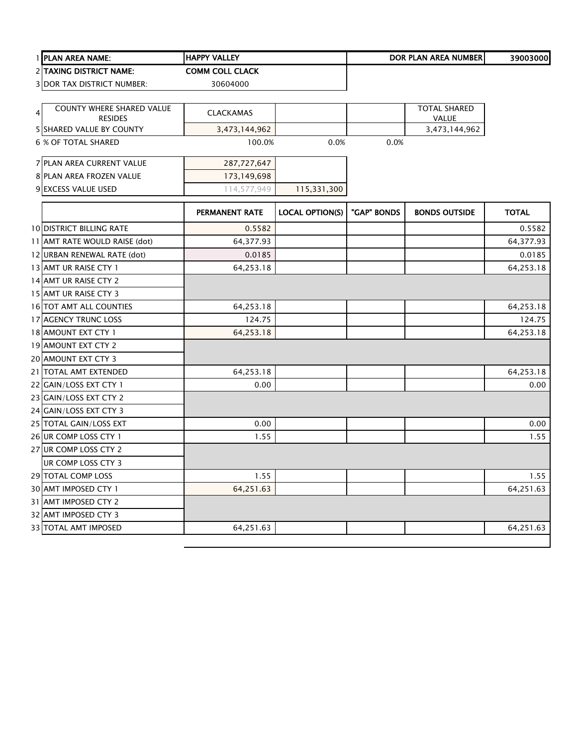| | | | | | |
|---|---|---|---|---|---|
| 1 | **PLAN AREA NAME:** | **HAPPY VALLEY** | | **DOR PLAN AREA NUMBER** | **39003000** |
| 2 | **TAXING DISTRICT NAME:** | **COMM COLL CLACK** | | | |
| 3 | DOR TAX DISTRICT NUMBER: | 30604000 | | | |

| | | | | | |
|---|---|---|---|---|---|
| 4 | COUNTY WHERE SHARED VALUE RESIDES | CLACKAMAS | | | TOTAL SHARED VALUE |
| 5 | SHARED VALUE BY COUNTY | 3,473,144,962 | | | 3,473,144,962 |
| 6 | % OF TOTAL SHARED | 100.0% | 0.0% | 0.0% | |

| | | | |
|---|---|---|---|
| 7 | PLAN AREA CURRENT VALUE | 287,727,647 | |
| 8 | PLAN AREA FROZEN VALUE | 173,149,698 | |
| 9 | EXCESS VALUE USED | 114,577,949 | 115,331,300 |

| | | PERMANENT RATE | LOCAL OPTION(S) | "GAP" BONDS | BONDS OUTSIDE | TOTAL |
|---|---|---|---|---|---|---|
| 10 | DISTRICT BILLING RATE | 0.5582 | | | | 0.5582 |
| 11 | AMT RATE WOULD RAISE (dot) | 64,377.93 | | | | 64,377.93 |
| 12 | URBAN RENEWAL RATE (dot) | 0.0185 | | | | 0.0185 |
| 13 | AMT UR RAISE CTY 1 | 64,253.18 | | | | 64,253.18 |
| 14 | AMT UR RAISE CTY 2 | | | | | |
| 15 | AMT UR RAISE CTY 3 | | | | | |
| 16 | TOT AMT ALL COUNTIES | 64,253.18 | | | | 64,253.18 |
| 17 | AGENCY TRUNC LOSS | 124.75 | | | | 124.75 |
| 18 | AMOUNT EXT CTY 1 | 64,253.18 | | | | 64,253.18 |
| 19 | AMOUNT EXT CTY 2 | | | | | |
| 20 | AMOUNT EXT CTY 3 | | | | | |
| 21 | TOTAL AMT EXTENDED | 64,253.18 | | | | 64,253.18 |
| 22 | GAIN/LOSS EXT CTY 1 | 0.00 | | | | 0.00 |
| 23 | GAIN/LOSS EXT CTY 2 | | | | | |
| 24 | GAIN/LOSS EXT CTY 3 | | | | | |
| 25 | TOTAL GAIN/LOSS EXT | 0.00 | | | | 0.00 |
| 26 | UR COMP LOSS CTY 1 | 1.55 | | | | 1.55 |
| 27 | UR COMP LOSS CTY 2 | | | | | |
| | UR COMP LOSS CTY 3 | | | | | |
| 29 | TOTAL COMP LOSS | 1.55 | | | | 1.55 |
| 30 | AMT IMPOSED CTY 1 | 64,251.63 | | | | 64,251.63 |
| 31 | AMT IMPOSED CTY 2 | | | | | |
| 32 | AMT IMPOSED CTY 3 | | | | | |
| 33 | TOTAL AMT IMPOSED | 64,251.63 | | | | 64,251.63 |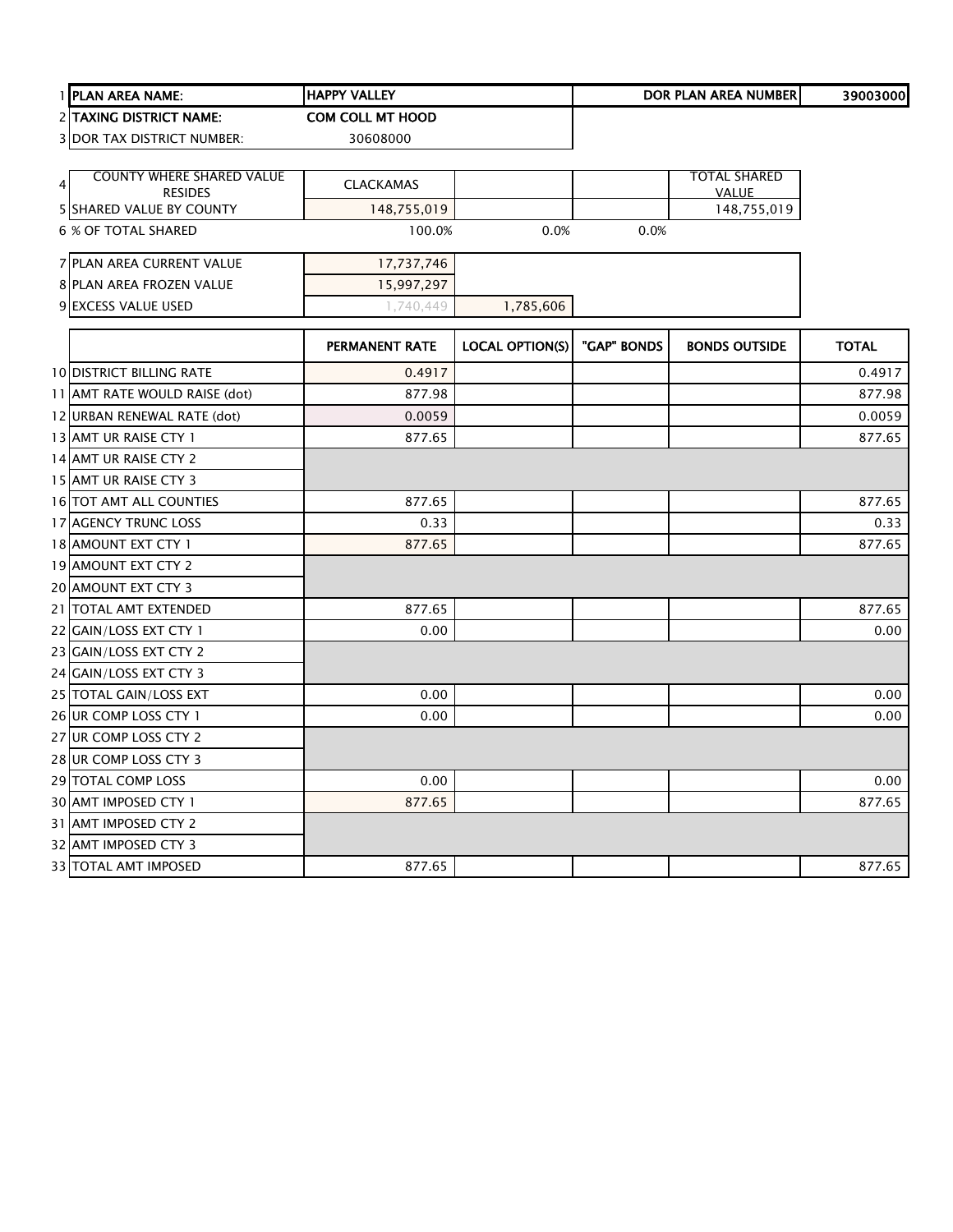| | | | | | |
|---|---|---|---|---|---|
| 1 | **PLAN AREA NAME:** | **HAPPY VALLEY** | | **DOR PLAN AREA NUMBER** | **39003000** |
| 2 | **TAXING DISTRICT NAME:** | **COM COLL MT HOOD** | | | |
| 3 | DOR TAX DISTRICT NUMBER: | 30608000 | | | |

| | | | | | |
|---|---|---|---|---|---|
| 4 | COUNTY WHERE SHARED VALUE RESIDES | CLACKAMAS | | | TOTAL SHARED VALUE |
| 5 | SHARED VALUE BY COUNTY | 148,755,019 | | | 148,755,019 |
| 6 | % OF TOTAL SHARED | 100.0% | 0.0% | 0.0% | |

| | | | |
|---|---|---|---|
| 7 | PLAN AREA CURRENT VALUE | 17,737,746 | |
| 8 | PLAN AREA FROZEN VALUE | 15,997,297 | |
| 9 | EXCESS VALUE USED | 1,740,449 | 1,785,606 |

| | | PERMANENT RATE | LOCAL OPTION(S) | "GAP" BONDS | BONDS OUTSIDE | TOTAL |
|---|---|---|---|---|---|---|
| 10 | DISTRICT BILLING RATE | 0.4917 | | | | 0.4917 |
| 11 | AMT RATE WOULD RAISE (dot) | 877.98 | | | | 877.98 |
| 12 | URBAN RENEWAL RATE (dot) | 0.0059 | | | | 0.0059 |
| 13 | AMT UR RAISE CTY 1 | 877.65 | | | | 877.65 |
| 14 | AMT UR RAISE CTY 2 | | | | | |
| 15 | AMT UR RAISE CTY 3 | | | | | |
| 16 | TOT AMT ALL COUNTIES | 877.65 | | | | 877.65 |
| 17 | AGENCY TRUNC LOSS | 0.33 | | | | 0.33 |
| 18 | AMOUNT EXT CTY 1 | 877.65 | | | | 877.65 |
| 19 | AMOUNT EXT CTY 2 | | | | | |
| 20 | AMOUNT EXT CTY 3 | | | | | |
| 21 | TOTAL AMT EXTENDED | 877.65 | | | | 877.65 |
| 22 | GAIN/LOSS EXT CTY 1 | 0.00 | | | | 0.00 |
| 23 | GAIN/LOSS EXT CTY 2 | | | | | |
| 24 | GAIN/LOSS EXT CTY 3 | | | | | |
| 25 | TOTAL GAIN/LOSS EXT | 0.00 | | | | 0.00 |
| 26 | UR COMP LOSS CTY 1 | 0.00 | | | | 0.00 |
| 27 | UR COMP LOSS CTY 2 | | | | | |
| 28 | UR COMP LOSS CTY 3 | | | | | |
| 29 | TOTAL COMP LOSS | 0.00 | | | | 0.00 |
| 30 | AMT IMPOSED CTY 1 | 877.65 | | | | 877.65 |
| 31 | AMT IMPOSED CTY 2 | | | | | |
| 32 | AMT IMPOSED CTY 3 | | | | | |
| 33 | TOTAL AMT IMPOSED | 877.65 | | | | 877.65 |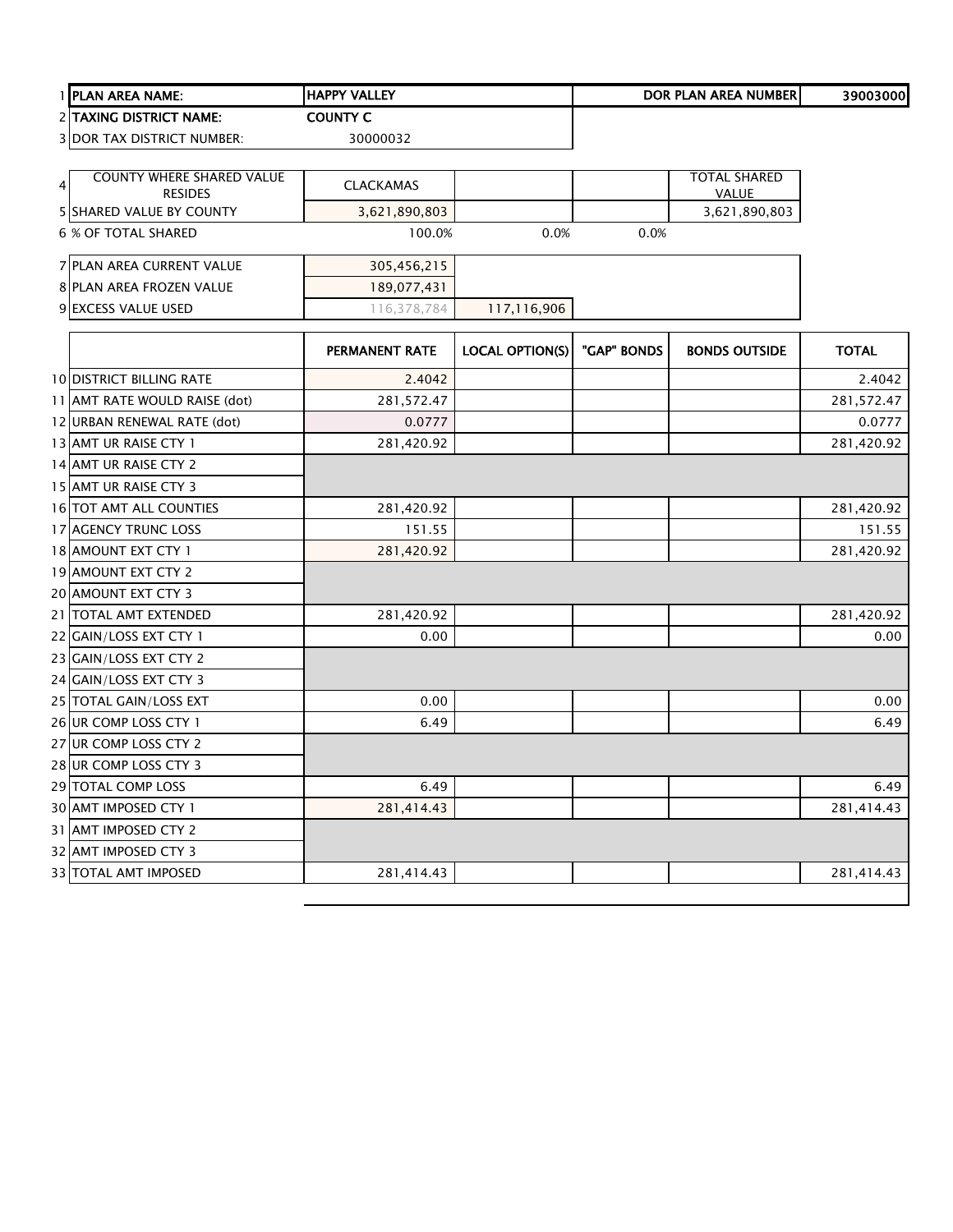| | | | | | | |
|---|---|---|---|---|---|---|
| 1 | **PLAN AREA NAME:** | **HAPPY VALLEY** | | | **DOR PLAN AREA NUMBER** | **39003000** |
| 2 | **TAXING DISTRICT NAME:** | **COUNTY C** | | | | |
| 3 | DOR TAX DISTRICT NUMBER: | 30000032 | | | | |

| | | | | | |
|---|---|---|---|---|---|
| 4 | COUNTY WHERE SHARED VALUE RESIDES | CLACKAMAS | | | TOTAL SHARED VALUE |
| 5 | SHARED VALUE BY COUNTY | 3,621,890,803 | | | 3,621,890,803 |
| 6 | % OF TOTAL SHARED | 100.0% | 0.0% | 0.0% | |

| | | | |
|---|---|---|---|
| 7 | PLAN AREA CURRENT VALUE | 305,456,215 | |
| 8 | PLAN AREA FROZEN VALUE | 189,077,431 | |
| 9 | EXCESS VALUE USED | 116,378,784 | 117,116,906 |

| | | PERMANENT RATE | LOCAL OPTION(S) | "GAP" BONDS | BONDS OUTSIDE | TOTAL |
|---|---|---|---|---|---|---|
| 10 | DISTRICT BILLING RATE | 2.4042 | | | | 2.4042 |
| 11 | AMT RATE WOULD RAISE (dot) | 281,572.47 | | | | 281,572.47 |
| 12 | URBAN RENEWAL RATE (dot) | 0.0777 | | | | 0.0777 |
| 13 | AMT UR RAISE CTY 1 | 281,420.92 | | | | 281,420.92 |
| 14 | AMT UR RAISE CTY 2 | | | | | |
| 15 | AMT UR RAISE CTY 3 | | | | | |
| 16 | TOT AMT ALL COUNTIES | 281,420.92 | | | | 281,420.92 |
| 17 | AGENCY TRUNC LOSS | 151.55 | | | | 151.55 |
| 18 | AMOUNT EXT CTY 1 | 281,420.92 | | | | 281,420.92 |
| 19 | AMOUNT EXT CTY 2 | | | | | |
| 20 | AMOUNT EXT CTY 3 | | | | | |
| 21 | TOTAL AMT EXTENDED | 281,420.92 | | | | 281,420.92 |
| 22 | GAIN/LOSS EXT CTY 1 | 0.00 | | | | 0.00 |
| 23 | GAIN/LOSS EXT CTY 2 | | | | | |
| 24 | GAIN/LOSS EXT CTY 3 | | | | | |
| 25 | TOTAL GAIN/LOSS EXT | 0.00 | | | | 0.00 |
| 26 | UR COMP LOSS CTY 1 | 6.49 | | | | 6.49 |
| 27 | UR COMP LOSS CTY 2 | | | | | |
| 28 | UR COMP LOSS CTY 3 | | | | | |
| 29 | TOTAL COMP LOSS | 6.49 | | | | 6.49 |
| 30 | AMT IMPOSED CTY 1 | 281,414.43 | | | | 281,414.43 |
| 31 | AMT IMPOSED CTY 2 | | | | | |
| 32 | AMT IMPOSED CTY 3 | | | | | |
| 33 | TOTAL AMT IMPOSED | 281,414.43 | | | | 281,414.43 |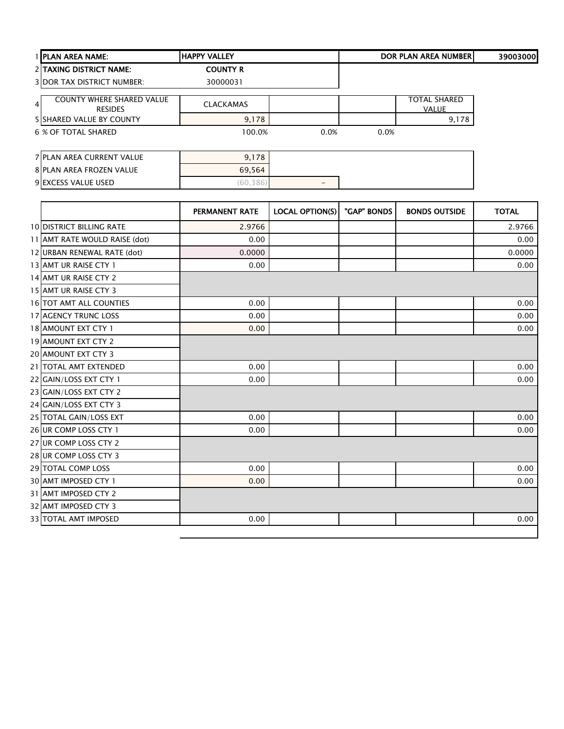| | | | | | | |
|---|---|---|---|---|---|---|
| 1 | **PLAN AREA NAME:** | **HAPPY VALLEY** | | | **DOR PLAN AREA NUMBER** | **39003000** |
| 2 | **TAXING DISTRICT NAME:** | **COUNTY R** | | | | |
| 3 | DOR TAX DISTRICT NUMBER: | 30000031 | | | | |
| 4 | COUNTY WHERE SHARED VALUE RESIDES | CLACKAMAS | | | TOTAL SHARED VALUE | |
| 5 | SHARED VALUE BY COUNTY | 9,178 | | | 9,178 | |
| 6 | % OF TOTAL SHARED | 100.0% | 0.0% | 0.0% | | |
| 7 | PLAN AREA CURRENT VALUE | 9,178 | | | | |
| 8 | PLAN AREA FROZEN VALUE | 69,564 | | | | |
| 9 | EXCESS VALUE USED | (60,386) | - | | | |

| | | PERMANENT RATE | LOCAL OPTION(S) | "GAP" BONDS | BONDS OUTSIDE | TOTAL |
|---|---|---|---|---|---|---|
| 10 | DISTRICT BILLING RATE | 2.9766 | | | | 2.9766 |
| 11 | AMT RATE WOULD RAISE (dot) | 0.00 | | | | 0.00 |
| 12 | URBAN RENEWAL RATE (dot) | 0.0000 | | | | 0.0000 |
| 13 | AMT UR RAISE CTY 1 | 0.00 | | | | 0.00 |
| 14 | AMT UR RAISE CTY 2 | | | | | |
| 15 | AMT UR RAISE CTY 3 | | | | | |
| 16 | TOT AMT ALL COUNTIES | 0.00 | | | | 0.00 |
| 17 | AGENCY TRUNC LOSS | 0.00 | | | | 0.00 |
| 18 | AMOUNT EXT CTY 1 | 0.00 | | | | 0.00 |
| 19 | AMOUNT EXT CTY 2 | | | | | |
| 20 | AMOUNT EXT CTY 3 | | | | | |
| 21 | TOTAL AMT EXTENDED | 0.00 | | | | 0.00 |
| 22 | GAIN/LOSS EXT CTY 1 | 0.00 | | | | 0.00 |
| 23 | GAIN/LOSS EXT CTY 2 | | | | | |
| 24 | GAIN/LOSS EXT CTY 3 | | | | | |
| 25 | TOTAL GAIN/LOSS EXT | 0.00 | | | | 0.00 |
| 26 | UR COMP LOSS CTY 1 | 0.00 | | | | 0.00 |
| 27 | UR COMP LOSS CTY 2 | | | | | |
| 28 | UR COMP LOSS CTY 3 | | | | | |
| 29 | TOTAL COMP LOSS | 0.00 | | | | 0.00 |
| 30 | AMT IMPOSED CTY 1 | 0.00 | | | | 0.00 |
| 31 | AMT IMPOSED CTY 2 | | | | | |
| 32 | AMT IMPOSED CTY 3 | | | | | |
| 33 | TOTAL AMT IMPOSED | 0.00 | | | | 0.00 |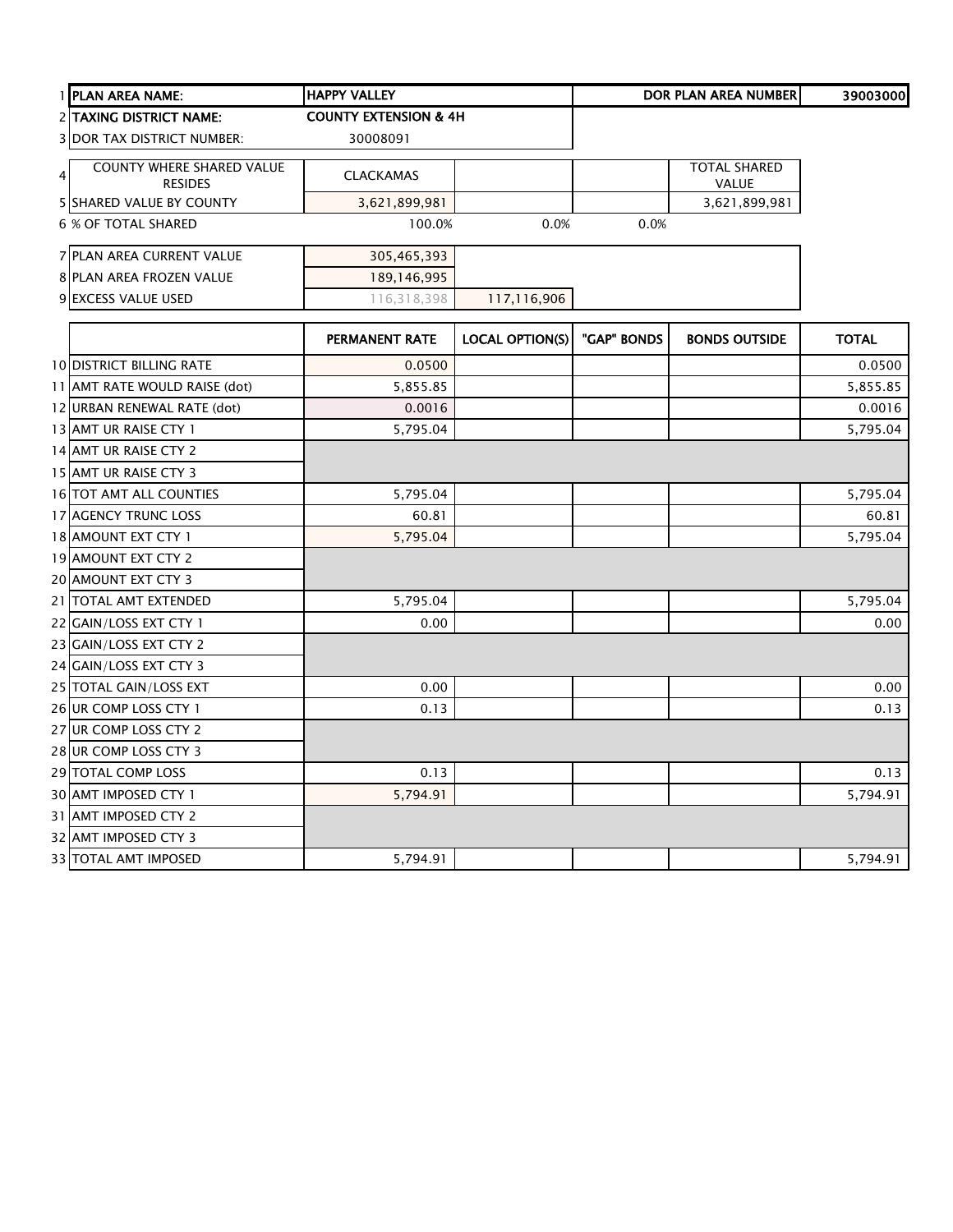| | | | | | | |
|---|---|---|---|---|---|---|
| 1 | **PLAN AREA NAME:** | **HAPPY VALLEY** | | | **DOR PLAN AREA NUMBER** | **39003000** |
| 2 | **TAXING DISTRICT NAME:** | **COUNTY EXTENSION & 4H** | | | | |
| 3 | DOR TAX DISTRICT NUMBER: | 30008091 | | | | |
| 4 | COUNTY WHERE SHARED VALUE RESIDES | CLACKAMAS | | | TOTAL SHARED VALUE | |
| 5 | SHARED VALUE BY COUNTY | 3,621,899,981 | | | 3,621,899,981 | |
| 6 | % OF TOTAL SHARED | 100.0% | 0.0% | 0.0% | | |
| 7 | PLAN AREA CURRENT VALUE | 305,465,393 | | | | |
| 8 | PLAN AREA FROZEN VALUE | 189,146,995 | | | | |
| 9 | EXCESS VALUE USED | 116,318,398 | 117,116,906 | | | |

| | | PERMANENT RATE | LOCAL OPTION(S) | "GAP" BONDS | BONDS OUTSIDE | TOTAL |
|---|---|---|---|---|---|---|
| 10 | DISTRICT BILLING RATE | 0.0500 | | | | 0.0500 |
| 11 | AMT RATE WOULD RAISE (dot) | 5,855.85 | | | | 5,855.85 |
| 12 | URBAN RENEWAL RATE (dot) | 0.0016 | | | | 0.0016 |
| 13 | AMT UR RAISE CTY 1 | 5,795.04 | | | | 5,795.04 |
| 14 | AMT UR RAISE CTY 2 | | | | | |
| 15 | AMT UR RAISE CTY 3 | | | | | |
| 16 | TOT AMT ALL COUNTIES | 5,795.04 | | | | 5,795.04 |
| 17 | AGENCY TRUNC LOSS | 60.81 | | | | 60.81 |
| 18 | AMOUNT EXT CTY 1 | 5,795.04 | | | | 5,795.04 |
| 19 | AMOUNT EXT CTY 2 | | | | | |
| 20 | AMOUNT EXT CTY 3 | | | | | |
| 21 | TOTAL AMT EXTENDED | 5,795.04 | | | | 5,795.04 |
| 22 | GAIN/LOSS EXT CTY 1 | 0.00 | | | | 0.00 |
| 23 | GAIN/LOSS EXT CTY 2 | | | | | |
| 24 | GAIN/LOSS EXT CTY 3 | | | | | |
| 25 | TOTAL GAIN/LOSS EXT | 0.00 | | | | 0.00 |
| 26 | UR COMP LOSS CTY 1 | 0.13 | | | | 0.13 |
| 27 | UR COMP LOSS CTY 2 | | | | | |
| 28 | UR COMP LOSS CTY 3 | | | | | |
| 29 | TOTAL COMP LOSS | 0.13 | | | | 0.13 |
| 30 | AMT IMPOSED CTY 1 | 5,794.91 | | | | 5,794.91 |
| 31 | AMT IMPOSED CTY 2 | | | | | |
| 32 | AMT IMPOSED CTY 3 | | | | | |
| 33 | TOTAL AMT IMPOSED | 5,794.91 | | | | 5,794.91 |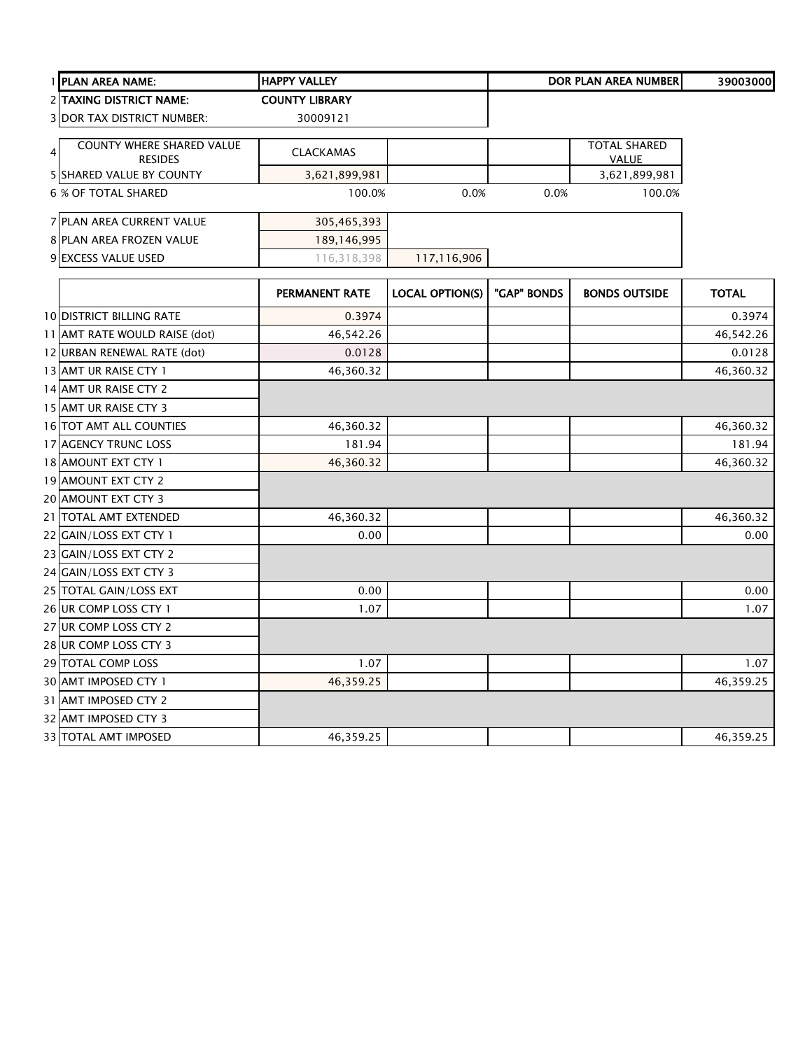| 1 | PLAN AREA NAME: | HAPPY VALLEY | | | DOR PLAN AREA NUMBER | 39003000 |
|---|---|---|---|---|---|---|
| 2 | TAXING DISTRICT NAME: | COUNTY LIBRARY | | | | |
| 3 | DOR TAX DISTRICT NUMBER: | 30009121 | | | | |
| 4 | COUNTY WHERE SHARED VALUE RESIDES | CLACKAMAS | | | TOTAL SHARED VALUE | |
| 5 | SHARED VALUE BY COUNTY | 3,621,899,981 | | | 3,621,899,981 | |
| 6 | % OF TOTAL SHARED | 100.0% | 0.0% | 0.0% | 100.0% | |
| 7 | PLAN AREA CURRENT VALUE | 305,465,393 | | | | |
| 8 | PLAN AREA FROZEN VALUE | 189,146,995 | | | | |
| 9 | EXCESS VALUE USED | 116,318,398 | 117,116,906 | | | |

| | | PERMANENT RATE | LOCAL OPTION(S) | "GAP" BONDS | BONDS OUTSIDE | TOTAL |
|---|---|---|---|---|---|---|
| 10 | DISTRICT BILLING RATE | 0.3974 | | | | 0.3974 |
| 11 | AMT RATE WOULD RAISE (dot) | 46,542.26 | | | | 46,542.26 |
| 12 | URBAN RENEWAL RATE (dot) | 0.0128 | | | | 0.0128 |
| 13 | AMT UR RAISE CTY 1 | 46,360.32 | | | | 46,360.32 |
| 14 | AMT UR RAISE CTY 2 | | | | | |
| 15 | AMT UR RAISE CTY 3 | | | | | |
| 16 | TOT AMT ALL COUNTIES | 46,360.32 | | | | 46,360.32 |
| 17 | AGENCY TRUNC LOSS | 181.94 | | | | 181.94 |
| 18 | AMOUNT EXT CTY 1 | 46,360.32 | | | | 46,360.32 |
| 19 | AMOUNT EXT CTY 2 | | | | | |
| 20 | AMOUNT EXT CTY 3 | | | | | |
| 21 | TOTAL AMT EXTENDED | 46,360.32 | | | | 46,360.32 |
| 22 | GAIN/LOSS EXT CTY 1 | 0.00 | | | | 0.00 |
| 23 | GAIN/LOSS EXT CTY 2 | | | | | |
| 24 | GAIN/LOSS EXT CTY 3 | | | | | |
| 25 | TOTAL GAIN/LOSS EXT | 0.00 | | | | 0.00 |
| 26 | UR COMP LOSS CTY 1 | 1.07 | | | | 1.07 |
| 27 | UR COMP LOSS CTY 2 | | | | | |
| 28 | UR COMP LOSS CTY 3 | | | | | |
| 29 | TOTAL COMP LOSS | 1.07 | | | | 1.07 |
| 30 | AMT IMPOSED CTY 1 | 46,359.25 | | | | 46,359.25 |
| 31 | AMT IMPOSED CTY 2 | | | | | |
| 32 | AMT IMPOSED CTY 3 | | | | | |
| 33 | TOTAL AMT IMPOSED | 46,359.25 | | | | 46,359.25 |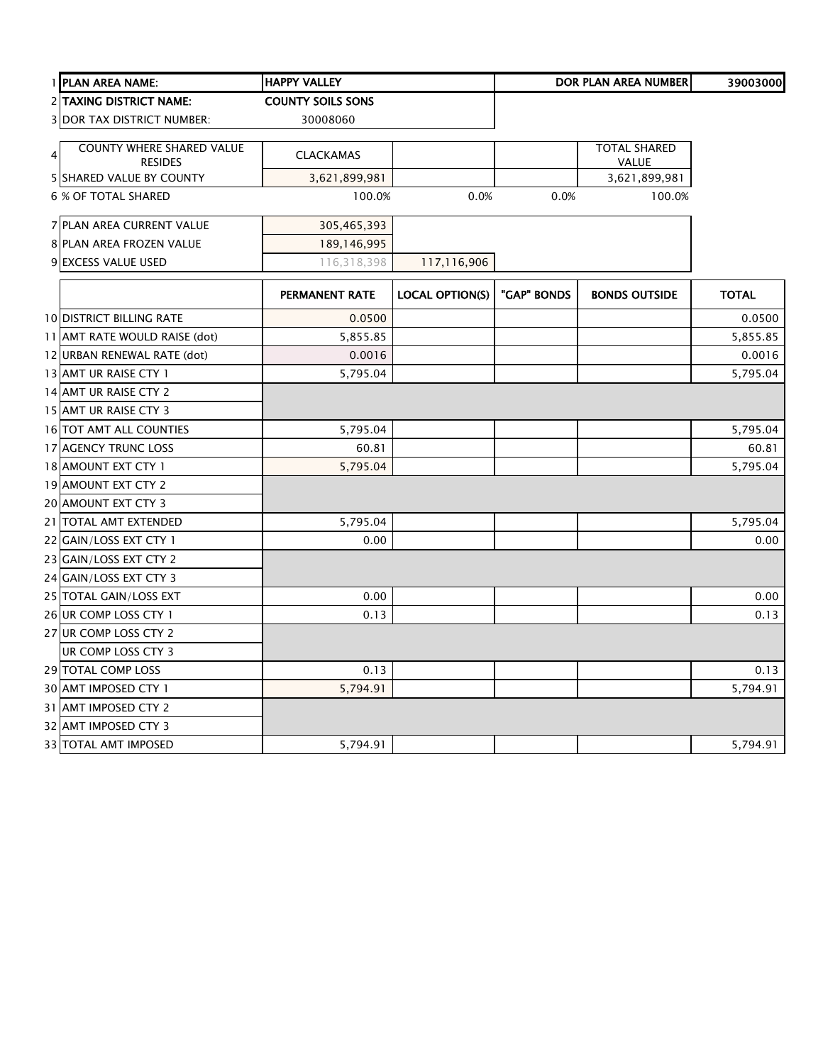| | | | | | | |
|---|---|---|---|---|---|---|
| 1 | PLAN AREA NAME: | HAPPY VALLEY | | | DOR PLAN AREA NUMBER | 39003000 |
| 2 | TAXING DISTRICT NAME: | COUNTY SOILS SONS | | | | |
| 3 | DOR TAX DISTRICT NUMBER: | 30008060 | | | | |
| 4 | COUNTY WHERE SHARED VALUE RESIDES | CLACKAMAS | | | TOTAL SHARED VALUE | |
| 5 | SHARED VALUE BY COUNTY | 3,621,899,981 | | | 3,621,899,981 | |
| 6 | % OF TOTAL SHARED | 100.0% | 0.0% | 0.0% | 100.0% | |
| 7 | PLAN AREA CURRENT VALUE | 305,465,393 | | | | |
| 8 | PLAN AREA FROZEN VALUE | 189,146,995 | | | | |
| 9 | EXCESS VALUE USED | 116,318,398 | 117,116,906 | | | |

| | | PERMANENT RATE | LOCAL OPTION(S) | "GAP" BONDS | BONDS OUTSIDE | TOTAL |
|---|---|---|---|---|---|---|
| 10 | DISTRICT BILLING RATE | 0.0500 | | | | 0.0500 |
| 11 | AMT RATE WOULD RAISE (dot) | 5,855.85 | | | | 5,855.85 |
| 12 | URBAN RENEWAL RATE (dot) | 0.0016 | | | | 0.0016 |
| 13 | AMT UR RAISE CTY 1 | 5,795.04 | | | | 5,795.04 |
| 14 | AMT UR RAISE CTY 2 | | | | | |
| 15 | AMT UR RAISE CTY 3 | | | | | |
| 16 | TOT AMT ALL COUNTIES | 5,795.04 | | | | 5,795.04 |
| 17 | AGENCY TRUNC LOSS | 60.81 | | | | 60.81 |
| 18 | AMOUNT EXT CTY 1 | 5,795.04 | | | | 5,795.04 |
| 19 | AMOUNT EXT CTY 2 | | | | | |
| 20 | AMOUNT EXT CTY 3 | | | | | |
| 21 | TOTAL AMT EXTENDED | 5,795.04 | | | | 5,795.04 |
| 22 | GAIN/LOSS EXT CTY 1 | 0.00 | | | | 0.00 |
| 23 | GAIN/LOSS EXT CTY 2 | | | | | |
| 24 | GAIN/LOSS EXT CTY 3 | | | | | |
| 25 | TOTAL GAIN/LOSS EXT | 0.00 | | | | 0.00 |
| 26 | UR COMP LOSS CTY 1 | 0.13 | | | | 0.13 |
| 27 | UR COMP LOSS CTY 2 | | | | | |
| | UR COMP LOSS CTY 3 | | | | | |
| 29 | TOTAL COMP LOSS | 0.13 | | | | 0.13 |
| 30 | AMT IMPOSED CTY 1 | 5,794.91 | | | | 5,794.91 |
| 31 | AMT IMPOSED CTY 2 | | | | | |
| 32 | AMT IMPOSED CTY 3 | | | | | |
| 33 | TOTAL AMT IMPOSED | 5,794.91 | | | | 5,794.91 |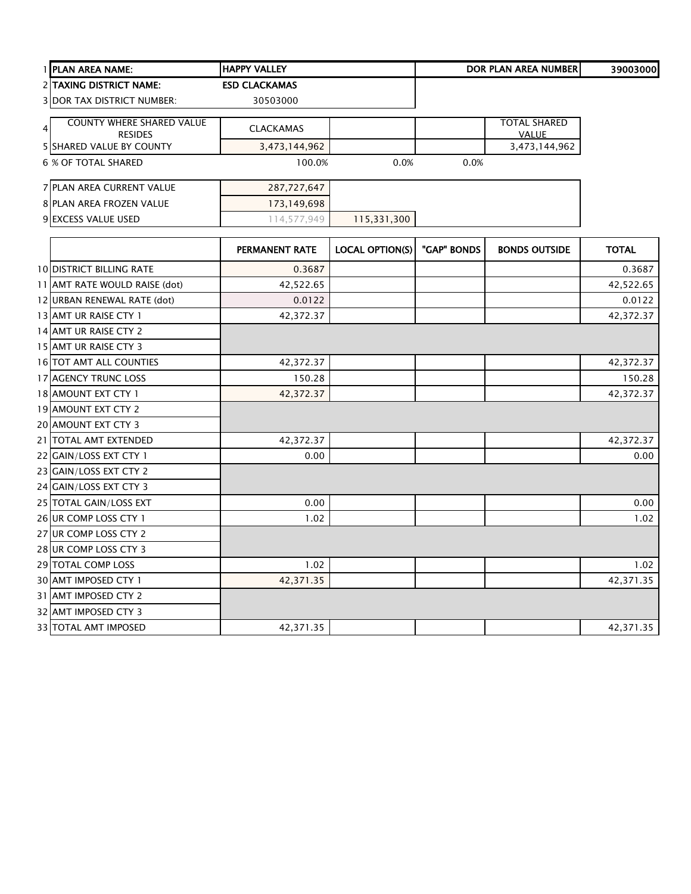| | | | | | | |
|---|---|---|---|---|---|---|
| 1 | **PLAN AREA NAME:** | **HAPPY VALLEY** | | | **DOR PLAN AREA NUMBER** | **39003000** |
| 2 | **TAXING DISTRICT NAME:** | **ESD CLACKAMAS** | | | | |
| 3 | DOR TAX DISTRICT NUMBER: | 30503000 | | | | |
| 4 | COUNTY WHERE SHARED VALUE RESIDES | CLACKAMAS | | | TOTAL SHARED VALUE | |
| 5 | SHARED VALUE BY COUNTY | 3,473,144,962 | | | 3,473,144,962 | |
| 6 | % OF TOTAL SHARED | 100.0% | 0.0% | 0.0% | | |
| 7 | PLAN AREA CURRENT VALUE | 287,727,647 | | | | |
| 8 | PLAN AREA FROZEN VALUE | 173,149,698 | | | | |
| 9 | EXCESS VALUE USED | 114,577,949 | 115,331,300 | | | |

| | | PERMANENT RATE | LOCAL OPTION(S) | "GAP" BONDS | BONDS OUTSIDE | TOTAL |
|---|---|---|---|---|---|---|
| 10 | DISTRICT BILLING RATE | 0.3687 | | | | 0.3687 |
| 11 | AMT RATE WOULD RAISE (dot) | 42,522.65 | | | | 42,522.65 |
| 12 | URBAN RENEWAL RATE (dot) | 0.0122 | | | | 0.0122 |
| 13 | AMT UR RAISE CTY 1 | 42,372.37 | | | | 42,372.37 |
| 14 | AMT UR RAISE CTY 2 | | | | | |
| 15 | AMT UR RAISE CTY 3 | | | | | |
| 16 | TOT AMT ALL COUNTIES | 42,372.37 | | | | 42,372.37 |
| 17 | AGENCY TRUNC LOSS | 150.28 | | | | 150.28 |
| 18 | AMOUNT EXT CTY 1 | 42,372.37 | | | | 42,372.37 |
| 19 | AMOUNT EXT CTY 2 | | | | | |
| 20 | AMOUNT EXT CTY 3 | | | | | |
| 21 | TOTAL AMT EXTENDED | 42,372.37 | | | | 42,372.37 |
| 22 | GAIN/LOSS EXT CTY 1 | 0.00 | | | | 0.00 |
| 23 | GAIN/LOSS EXT CTY 2 | | | | | |
| 24 | GAIN/LOSS EXT CTY 3 | | | | | |
| 25 | TOTAL GAIN/LOSS EXT | 0.00 | | | | 0.00 |
| 26 | UR COMP LOSS CTY 1 | 1.02 | | | | 1.02 |
| 27 | UR COMP LOSS CTY 2 | | | | | |
| 28 | UR COMP LOSS CTY 3 | | | | | |
| 29 | TOTAL COMP LOSS | 1.02 | | | | 1.02 |
| 30 | AMT IMPOSED CTY 1 | 42,371.35 | | | | 42,371.35 |
| 31 | AMT IMPOSED CTY 2 | | | | | |
| 32 | AMT IMPOSED CTY 3 | | | | | |
| 33 | TOTAL AMT IMPOSED | 42,371.35 | | | | 42,371.35 |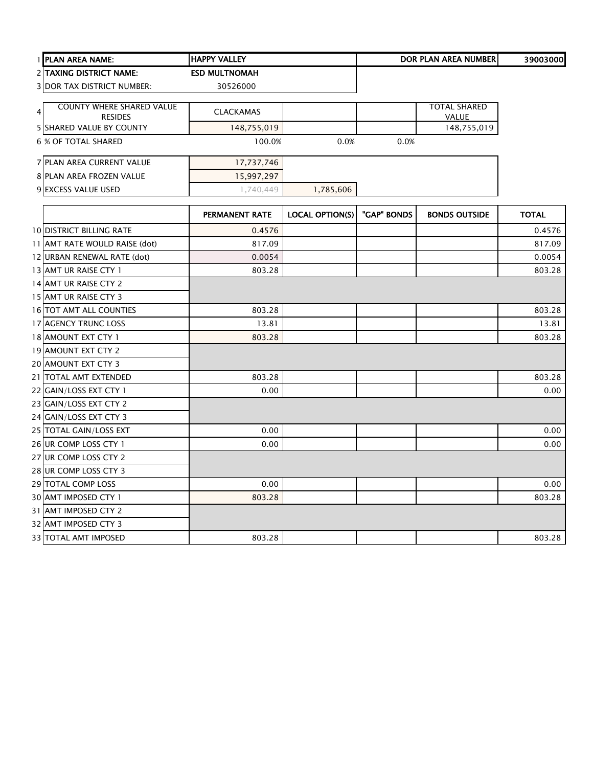| | | | | | | |
|---|---|---|---|---|---|---|
| 1 | **PLAN AREA NAME:** | **HAPPY VALLEY** | | | **DOR PLAN AREA NUMBER** | **39003000** |
| 2 | **TAXING DISTRICT NAME:** | **ESD MULTNOMAH** | | | | |
| 3 | DOR TAX DISTRICT NUMBER: | 30526000 | | | | |
| 4 | COUNTY WHERE SHARED VALUE RESIDES | CLACKAMAS | | | TOTAL SHARED VALUE | |
| 5 | SHARED VALUE BY COUNTY | 148,755,019 | | | 148,755,019 | |
| 6 | % OF TOTAL SHARED | 100.0% | 0.0% | 0.0% | | |
| 7 | PLAN AREA CURRENT VALUE | 17,737,746 | | | | |
| 8 | PLAN AREA FROZEN VALUE | 15,997,297 | | | | |
| 9 | EXCESS VALUE USED | 1,740,449 | 1,785,606 | | | |

| | | PERMANENT RATE | LOCAL OPTION(S) | "GAP" BONDS | BONDS OUTSIDE | TOTAL |
|---|---|---|---|---|---|---|
| 10 | DISTRICT BILLING RATE | 0.4576 | | | | 0.4576 |
| 11 | AMT RATE WOULD RAISE (dot) | 817.09 | | | | 817.09 |
| 12 | URBAN RENEWAL RATE (dot) | 0.0054 | | | | 0.0054 |
| 13 | AMT UR RAISE CTY 1 | 803.28 | | | | 803.28 |
| 14 | AMT UR RAISE CTY 2 | | | | | |
| 15 | AMT UR RAISE CTY 3 | | | | | |
| 16 | TOT AMT ALL COUNTIES | 803.28 | | | | 803.28 |
| 17 | AGENCY TRUNC LOSS | 13.81 | | | | 13.81 |
| 18 | AMOUNT EXT CTY 1 | 803.28 | | | | 803.28 |
| 19 | AMOUNT EXT CTY 2 | | | | | |
| 20 | AMOUNT EXT CTY 3 | | | | | |
| 21 | TOTAL AMT EXTENDED | 803.28 | | | | 803.28 |
| 22 | GAIN/LOSS EXT CTY 1 | 0.00 | | | | 0.00 |
| 23 | GAIN/LOSS EXT CTY 2 | | | | | |
| 24 | GAIN/LOSS EXT CTY 3 | | | | | |
| 25 | TOTAL GAIN/LOSS EXT | 0.00 | | | | 0.00 |
| 26 | UR COMP LOSS CTY 1 | 0.00 | | | | 0.00 |
| 27 | UR COMP LOSS CTY 2 | | | | | |
| 28 | UR COMP LOSS CTY 3 | | | | | |
| 29 | TOTAL COMP LOSS | 0.00 | | | | 0.00 |
| 30 | AMT IMPOSED CTY 1 | 803.28 | | | | 803.28 |
| 31 | AMT IMPOSED CTY 2 | | | | | |
| 32 | AMT IMPOSED CTY 3 | | | | | |
| 33 | TOTAL AMT IMPOSED | 803.28 | | | | 803.28 |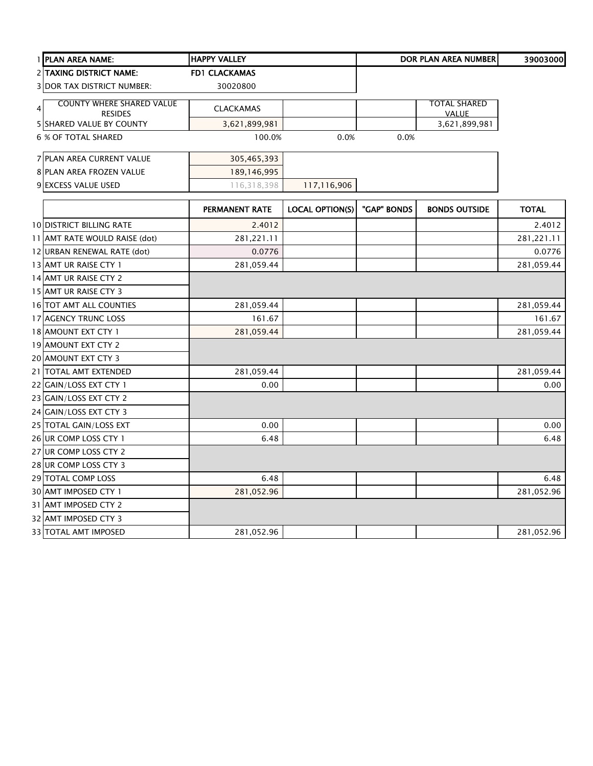| | | | | | | |
|---|---|---|---|---|---|---|
| 1 | **PLAN AREA NAME:** | **HAPPY VALLEY** | | | **DOR PLAN AREA NUMBER** | **39003000** |
| 2 | **TAXING DISTRICT NAME:** | **FD1 CLACKAMAS** | | | | |
| 3 | DOR TAX DISTRICT NUMBER: | 30020800 | | | | |
| 4 | COUNTY WHERE SHARED VALUE RESIDES | CLACKAMAS | | | TOTAL SHARED VALUE | |
| 5 | SHARED VALUE BY COUNTY | 3,621,899,981 | | | 3,621,899,981 | |
| 6 | % OF TOTAL SHARED | 100.0% | 0.0% | 0.0% | | |
| 7 | PLAN AREA CURRENT VALUE | 305,465,393 | | | | |
| 8 | PLAN AREA FROZEN VALUE | 189,146,995 | | | | |
| 9 | EXCESS VALUE USED | 116,318,398 | 117,116,906 | | | |

| | | PERMANENT RATE | LOCAL OPTION(S) | "GAP" BONDS | BONDS OUTSIDE | TOTAL |
|---|---|---|---|---|---|---|
| 10 | DISTRICT BILLING RATE | 2.4012 | | | | 2.4012 |
| 11 | AMT RATE WOULD RAISE (dot) | 281,221.11 | | | | 281,221.11 |
| 12 | URBAN RENEWAL RATE (dot) | 0.0776 | | | | 0.0776 |
| 13 | AMT UR RAISE CTY 1 | 281,059.44 | | | | 281,059.44 |
| 14 | AMT UR RAISE CTY 2 | | | | | |
| 15 | AMT UR RAISE CTY 3 | | | | | |
| 16 | TOT AMT ALL COUNTIES | 281,059.44 | | | | 281,059.44 |
| 17 | AGENCY TRUNC LOSS | 161.67 | | | | 161.67 |
| 18 | AMOUNT EXT CTY 1 | 281,059.44 | | | | 281,059.44 |
| 19 | AMOUNT EXT CTY 2 | | | | | |
| 20 | AMOUNT EXT CTY 3 | | | | | |
| 21 | TOTAL AMT EXTENDED | 281,059.44 | | | | 281,059.44 |
| 22 | GAIN/LOSS EXT CTY 1 | 0.00 | | | | 0.00 |
| 23 | GAIN/LOSS EXT CTY 2 | | | | | |
| 24 | GAIN/LOSS EXT CTY 3 | | | | | |
| 25 | TOTAL GAIN/LOSS EXT | 0.00 | | | | 0.00 |
| 26 | UR COMP LOSS CTY 1 | 6.48 | | | | 6.48 |
| 27 | UR COMP LOSS CTY 2 | | | | | |
| 28 | UR COMP LOSS CTY 3 | | | | | |
| 29 | TOTAL COMP LOSS | 6.48 | | | | 6.48 |
| 30 | AMT IMPOSED CTY 1 | 281,052.96 | | | | 281,052.96 |
| 31 | AMT IMPOSED CTY 2 | | | | | |
| 32 | AMT IMPOSED CTY 3 | | | | | |
| 33 | TOTAL AMT IMPOSED | 281,052.96 | | | | 281,052.96 |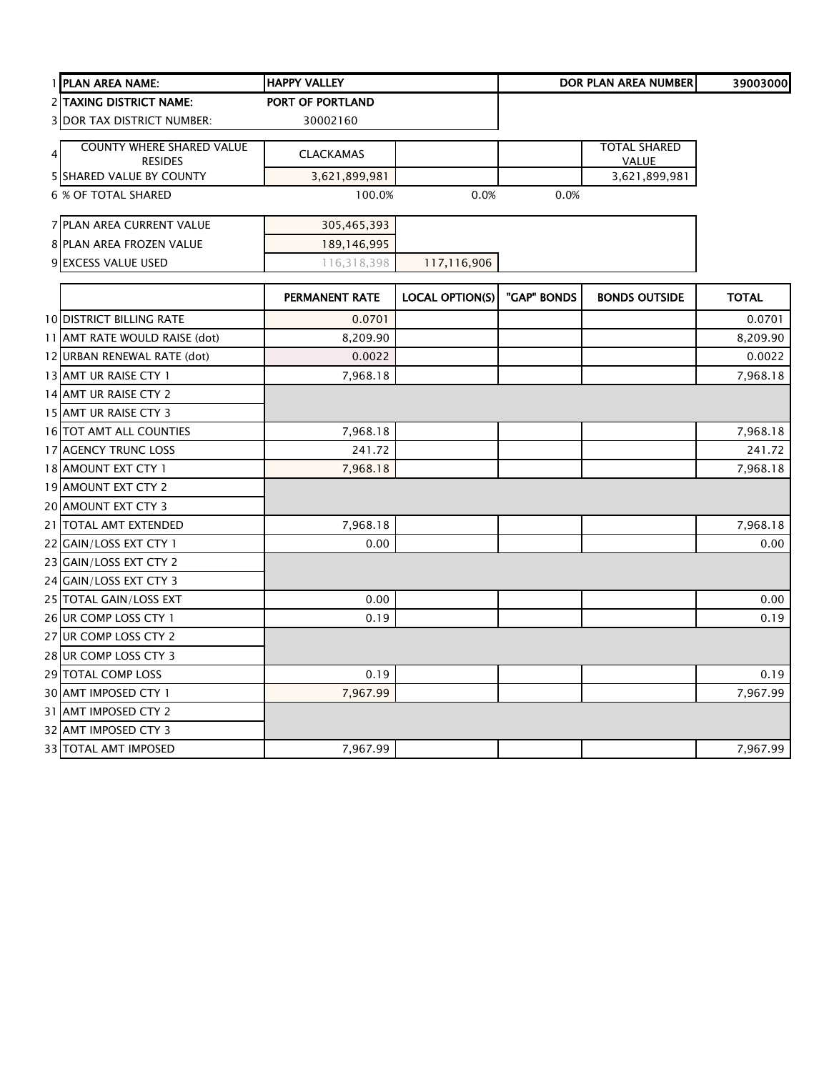| 1 | PLAN AREA NAME: | HAPPY VALLEY | | | DOR PLAN AREA NUMBER | 39003000 |
|---|---|---|---|---|---|---|
| 2 | TAXING DISTRICT NAME: | PORT OF PORTLAND | | | | |
| 3 | DOR TAX DISTRICT NUMBER: | 30002160 | | | | |
| 4 | COUNTY WHERE SHARED VALUE RESIDES | CLACKAMAS | | | TOTAL SHARED VALUE | |
| 5 | SHARED VALUE BY COUNTY | 3,621,899,981 | | | 3,621,899,981 | |
| 6 | % OF TOTAL SHARED | 100.0% | 0.0% | 0.0% | | |
| 7 | PLAN AREA CURRENT VALUE | 305,465,393 | | | | |
| 8 | PLAN AREA FROZEN VALUE | 189,146,995 | | | | |
| 9 | EXCESS VALUE USED | 116,318,398 | 117,116,906 | | | |

| | | PERMANENT RATE | LOCAL OPTION(S) | "GAP" BONDS | BONDS OUTSIDE | TOTAL |
|---|---|---|---|---|---|---|
| 10 | DISTRICT BILLING RATE | 0.0701 | | | | 0.0701 |
| 11 | AMT RATE WOULD RAISE (dot) | 8,209.90 | | | | 8,209.90 |
| 12 | URBAN RENEWAL RATE (dot) | 0.0022 | | | | 0.0022 |
| 13 | AMT UR RAISE CTY 1 | 7,968.18 | | | | 7,968.18 |
| 14 | AMT UR RAISE CTY 2 | | | | | |
| 15 | AMT UR RAISE CTY 3 | | | | | |
| 16 | TOT AMT ALL COUNTIES | 7,968.18 | | | | 7,968.18 |
| 17 | AGENCY TRUNC LOSS | 241.72 | | | | 241.72 |
| 18 | AMOUNT EXT CTY 1 | 7,968.18 | | | | 7,968.18 |
| 19 | AMOUNT EXT CTY 2 | | | | | |
| 20 | AMOUNT EXT CTY 3 | | | | | |
| 21 | TOTAL AMT EXTENDED | 7,968.18 | | | | 7,968.18 |
| 22 | GAIN/LOSS EXT CTY 1 | 0.00 | | | | 0.00 |
| 23 | GAIN/LOSS EXT CTY 2 | | | | | |
| 24 | GAIN/LOSS EXT CTY 3 | | | | | |
| 25 | TOTAL GAIN/LOSS EXT | 0.00 | | | | 0.00 |
| 26 | UR COMP LOSS CTY 1 | 0.19 | | | | 0.19 |
| 27 | UR COMP LOSS CTY 2 | | | | | |
| 28 | UR COMP LOSS CTY 3 | | | | | |
| 29 | TOTAL COMP LOSS | 0.19 | | | | 0.19 |
| 30 | AMT IMPOSED CTY 1 | 7,967.99 | | | | 7,967.99 |
| 31 | AMT IMPOSED CTY 2 | | | | | |
| 32 | AMT IMPOSED CTY 3 | | | | | |
| 33 | TOTAL AMT IMPOSED | 7,967.99 | | | | 7,967.99 |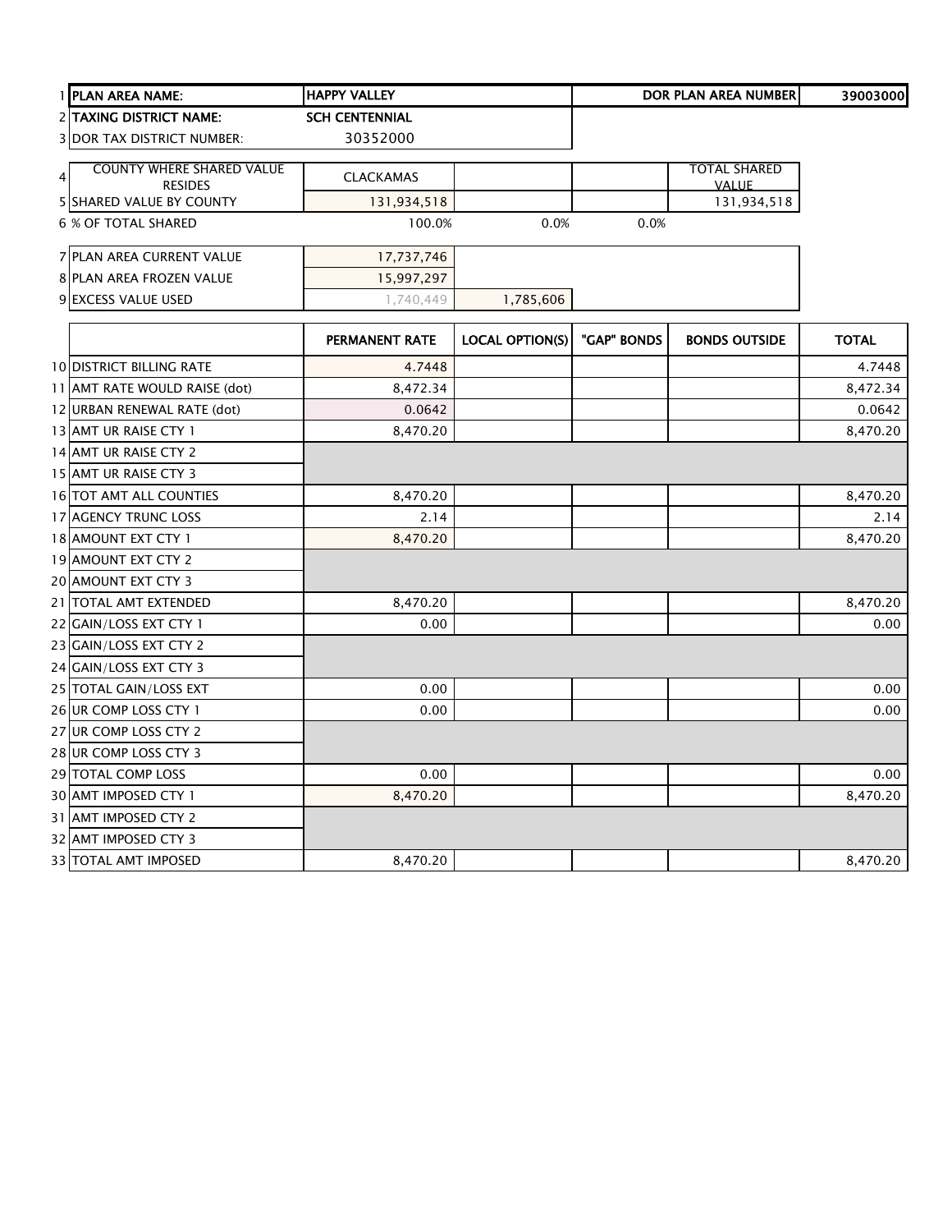| | | | | | | |
|---|---|---|---|---|---|---|
| 1 | **PLAN AREA NAME:** | **HAPPY VALLEY** | | | **DOR PLAN AREA NUMBER** | **39003000** |
| 2 | **TAXING DISTRICT NAME:** | **SCH CENTENNIAL** | | | | |
| 3 | DOR TAX DISTRICT NUMBER: | 30352000 | | | | |
| 4 | COUNTY WHERE SHARED VALUE RESIDES | CLACKAMAS | | | TOTAL SHARED VALUE | |
| 5 | SHARED VALUE BY COUNTY | 131,934,518 | | | 131,934,518 | |
| 6 | % OF TOTAL SHARED | 100.0% | 0.0% | 0.0% | | |
| 7 | PLAN AREA CURRENT VALUE | 17,737,746 | | | | |
| 8 | PLAN AREA FROZEN VALUE | 15,997,297 | | | | |
| 9 | EXCESS VALUE USED | 1,740,449 | 1,785,606 | | | |

| | | PERMANENT RATE | LOCAL OPTION(S) | "GAP" BONDS | BONDS OUTSIDE | TOTAL |
|---|---|---|---|---|---|---|
| 10 | DISTRICT BILLING RATE | 4.7448 | | | | 4.7448 |
| 11 | AMT RATE WOULD RAISE (dot) | 8,472.34 | | | | 8,472.34 |
| 12 | URBAN RENEWAL RATE (dot) | 0.0642 | | | | 0.0642 |
| 13 | AMT UR RAISE CTY 1 | 8,470.20 | | | | 8,470.20 |
| 14 | AMT UR RAISE CTY 2 | | | | | |
| 15 | AMT UR RAISE CTY 3 | | | | | |
| 16 | TOT AMT ALL COUNTIES | 8,470.20 | | | | 8,470.20 |
| 17 | AGENCY TRUNC LOSS | 2.14 | | | | 2.14 |
| 18 | AMOUNT EXT CTY 1 | 8,470.20 | | | | 8,470.20 |
| 19 | AMOUNT EXT CTY 2 | | | | | |
| 20 | AMOUNT EXT CTY 3 | | | | | |
| 21 | TOTAL AMT EXTENDED | 8,470.20 | | | | 8,470.20 |
| 22 | GAIN/LOSS EXT CTY 1 | 0.00 | | | | 0.00 |
| 23 | GAIN/LOSS EXT CTY 2 | | | | | |
| 24 | GAIN/LOSS EXT CTY 3 | | | | | |
| 25 | TOTAL GAIN/LOSS EXT | 0.00 | | | | 0.00 |
| 26 | UR COMP LOSS CTY 1 | 0.00 | | | | 0.00 |
| 27 | UR COMP LOSS CTY 2 | | | | | |
| 28 | UR COMP LOSS CTY 3 | | | | | |
| 29 | TOTAL COMP LOSS | 0.00 | | | | 0.00 |
| 30 | AMT IMPOSED CTY 1 | 8,470.20 | | | | 8,470.20 |
| 31 | AMT IMPOSED CTY 2 | | | | | |
| 32 | AMT IMPOSED CTY 3 | | | | | |
| 33 | TOTAL AMT IMPOSED | 8,470.20 | | | | 8,470.20 |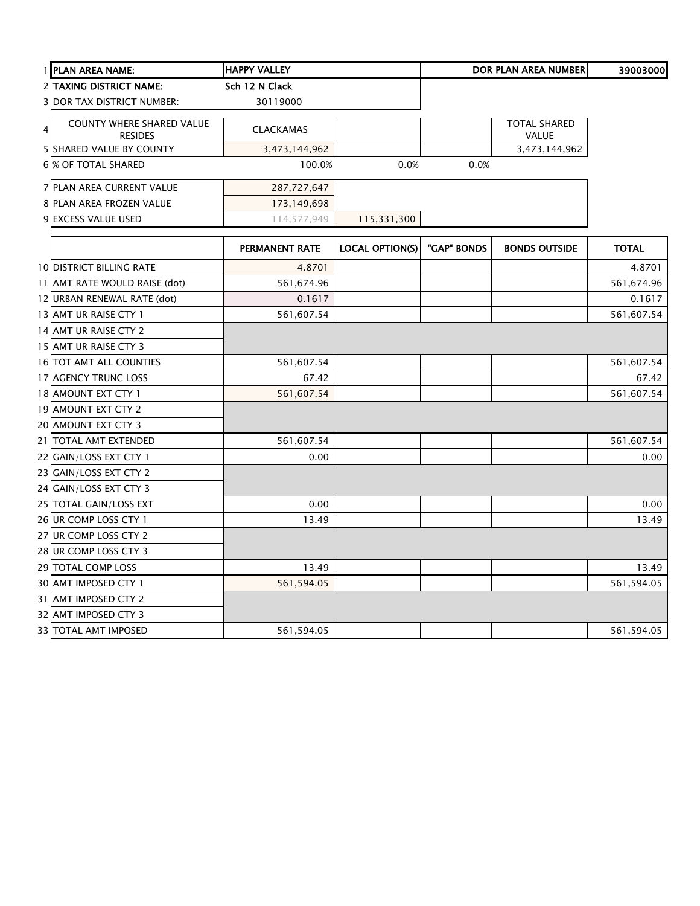| | | | | | | |
|---|---|---|---|---|---|---|
| 1 | **PLAN AREA NAME:** | **HAPPY VALLEY** | | | **DOR PLAN AREA NUMBER** | **39003000** |
| 2 | **TAXING DISTRICT NAME:** | **Sch 12 N Clack** | | | | |
| 3 | DOR TAX DISTRICT NUMBER: | 30119000 | | | | |
| 4 | COUNTY WHERE SHARED VALUE RESIDES | CLACKAMAS | | | TOTAL SHARED VALUE | |
| 5 | SHARED VALUE BY COUNTY | 3,473,144,962 | | | 3,473,144,962 | |
| 6 | % OF TOTAL SHARED | 100.0% | 0.0% | 0.0% | | |
| 7 | PLAN AREA CURRENT VALUE | 287,727,647 | | | | |
| 8 | PLAN AREA FROZEN VALUE | 173,149,698 | | | | |
| 9 | EXCESS VALUE USED | 114,577,949 | 115,331,300 | | | |

| | | PERMANENT RATE | LOCAL OPTION(S) | "GAP" BONDS | BONDS OUTSIDE | TOTAL |
|---|---|---|---|---|---|---|
| 10 | DISTRICT BILLING RATE | 4.8701 | | | | 4.8701 |
| 11 | AMT RATE WOULD RAISE (dot) | 561,674.96 | | | | 561,674.96 |
| 12 | URBAN RENEWAL RATE (dot) | 0.1617 | | | | 0.1617 |
| 13 | AMT UR RAISE CTY 1 | 561,607.54 | | | | 561,607.54 |
| 14 | AMT UR RAISE CTY 2 | | | | | |
| 15 | AMT UR RAISE CTY 3 | | | | | |
| 16 | TOT AMT ALL COUNTIES | 561,607.54 | | | | 561,607.54 |
| 17 | AGENCY TRUNC LOSS | 67.42 | | | | 67.42 |
| 18 | AMOUNT EXT CTY 1 | 561,607.54 | | | | 561,607.54 |
| 19 | AMOUNT EXT CTY 2 | | | | | |
| 20 | AMOUNT EXT CTY 3 | | | | | |
| 21 | TOTAL AMT EXTENDED | 561,607.54 | | | | 561,607.54 |
| 22 | GAIN/LOSS EXT CTY 1 | 0.00 | | | | 0.00 |
| 23 | GAIN/LOSS EXT CTY 2 | | | | | |
| 24 | GAIN/LOSS EXT CTY 3 | | | | | |
| 25 | TOTAL GAIN/LOSS EXT | 0.00 | | | | 0.00 |
| 26 | UR COMP LOSS CTY 1 | 13.49 | | | | 13.49 |
| 27 | UR COMP LOSS CTY 2 | | | | | |
| 28 | UR COMP LOSS CTY 3 | | | | | |
| 29 | TOTAL COMP LOSS | 13.49 | | | | 13.49 |
| 30 | AMT IMPOSED CTY 1 | 561,594.05 | | | | 561,594.05 |
| 31 | AMT IMPOSED CTY 2 | | | | | |
| 32 | AMT IMPOSED CTY 3 | | | | | |
| 33 | TOTAL AMT IMPOSED | 561,594.05 | | | | 561,594.05 |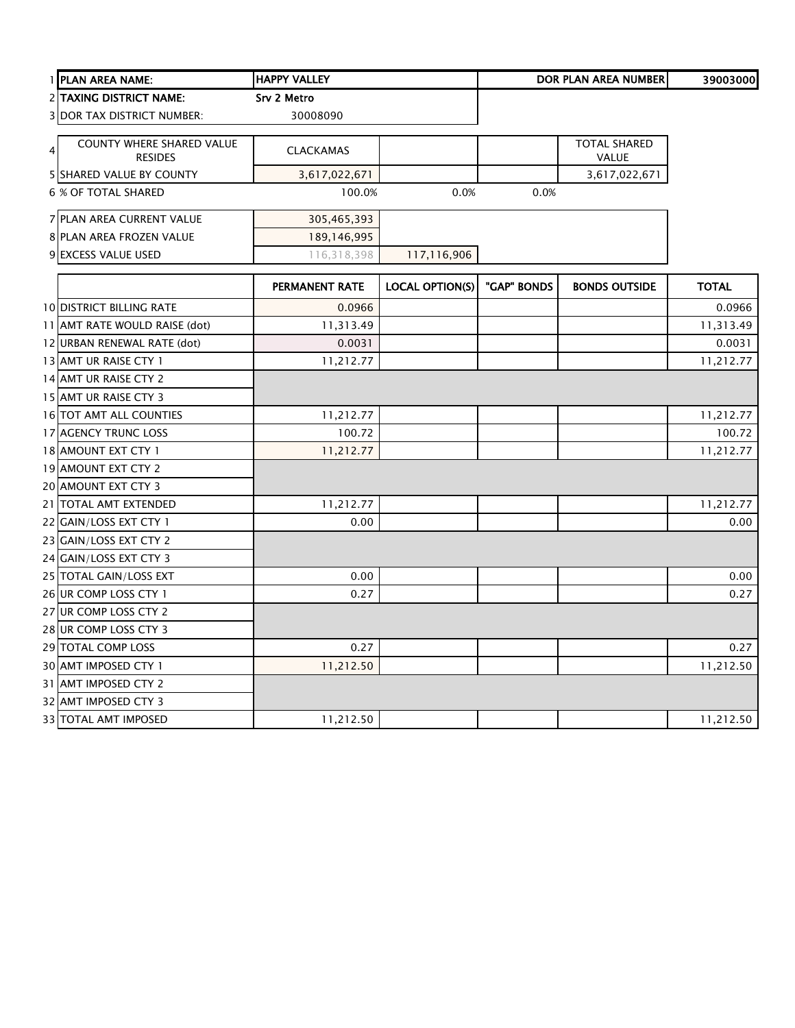| | | | | | | |
|---|---|---|---|---|---|---|
| 1 | PLAN AREA NAME: | HAPPY VALLEY | | | DOR PLAN AREA NUMBER | 39003000 |
| 2 | TAXING DISTRICT NAME: | Srv 2 Metro | | | | |
| 3 | DOR TAX DISTRICT NUMBER: | 30008090 | | | | |
| 4 | COUNTY WHERE SHARED VALUE RESIDES | CLACKAMAS | | | TOTAL SHARED VALUE | |
| 5 | SHARED VALUE BY COUNTY | 3,617,022,671 | | | 3,617,022,671 | |
| 6 | % OF TOTAL SHARED | 100.0% | 0.0% | 0.0% | | |
| 7 | PLAN AREA CURRENT VALUE | 305,465,393 | | | | |
| 8 | PLAN AREA FROZEN VALUE | 189,146,995 | | | | |
| 9 | EXCESS VALUE USED | 116,318,398 | 117,116,906 | | | |

| | | PERMANENT RATE | LOCAL OPTION(S) | "GAP" BONDS | BONDS OUTSIDE | TOTAL |
|---|---|---|---|---|---|---|
| 10 | DISTRICT BILLING RATE | 0.0966 | | | | 0.0966 |
| 11 | AMT RATE WOULD RAISE (dot) | 11,313.49 | | | | 11,313.49 |
| 12 | URBAN RENEWAL RATE (dot) | 0.0031 | | | | 0.0031 |
| 13 | AMT UR RAISE CTY 1 | 11,212.77 | | | | 11,212.77 |
| 14 | AMT UR RAISE CTY 2 | | | | | |
| 15 | AMT UR RAISE CTY 3 | | | | | |
| 16 | TOT AMT ALL COUNTIES | 11,212.77 | | | | 11,212.77 |
| 17 | AGENCY TRUNC LOSS | 100.72 | | | | 100.72 |
| 18 | AMOUNT EXT CTY 1 | 11,212.77 | | | | 11,212.77 |
| 19 | AMOUNT EXT CTY 2 | | | | | |
| 20 | AMOUNT EXT CTY 3 | | | | | |
| 21 | TOTAL AMT EXTENDED | 11,212.77 | | | | 11,212.77 |
| 22 | GAIN/LOSS EXT CTY 1 | 0.00 | | | | 0.00 |
| 23 | GAIN/LOSS EXT CTY 2 | | | | | |
| 24 | GAIN/LOSS EXT CTY 3 | | | | | |
| 25 | TOTAL GAIN/LOSS EXT | 0.00 | | | | 0.00 |
| 26 | UR COMP LOSS CTY 1 | 0.27 | | | | 0.27 |
| 27 | UR COMP LOSS CTY 2 | | | | | |
| 28 | UR COMP LOSS CTY 3 | | | | | |
| 29 | TOTAL COMP LOSS | 0.27 | | | | 0.27 |
| 30 | AMT IMPOSED CTY 1 | 11,212.50 | | | | 11,212.50 |
| 31 | AMT IMPOSED CTY 2 | | | | | |
| 32 | AMT IMPOSED CTY 3 | | | | | |
| 33 | TOTAL AMT IMPOSED | 11,212.50 | | | | 11,212.50 |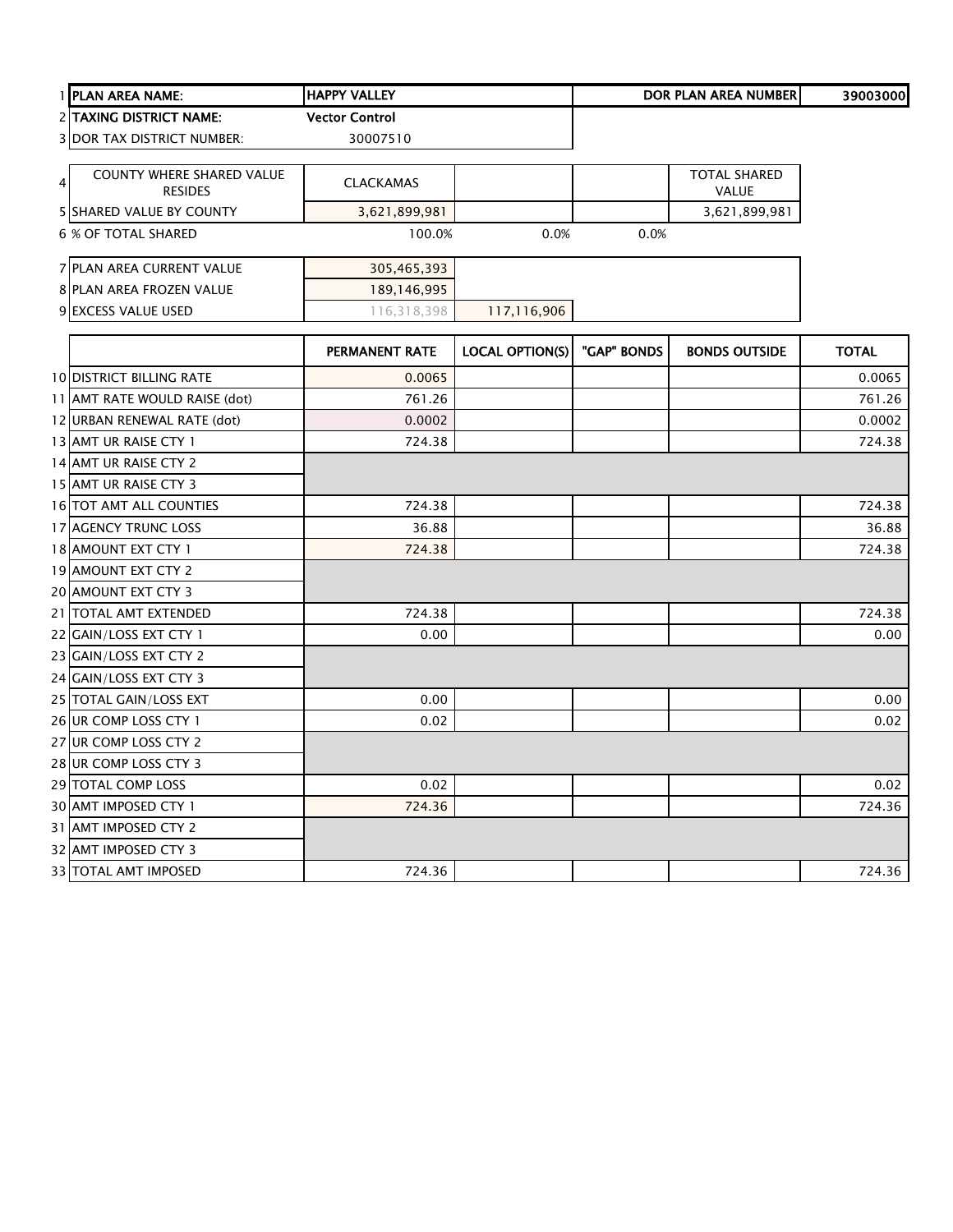| | | | | | | |
|---|---|---|---|---|---|---|
| 1 | **PLAN AREA NAME:** | **HAPPY VALLEY** | | | **DOR PLAN AREA NUMBER** | **39003000** |
| 2 | **TAXING DISTRICT NAME:** | **Vector Control** | | | | |
| 3 | DOR TAX DISTRICT NUMBER: | 30007510 | | | | |

| | | | | | |
|---|---|---|---|---|---|
| 4 | COUNTY WHERE SHARED VALUE RESIDES | CLACKAMAS | | | TOTAL SHARED VALUE |
| 5 | SHARED VALUE BY COUNTY | 3,621,899,981 | | | 3,621,899,981 |
| 6 | % OF TOTAL SHARED | 100.0% | 0.0% | 0.0% | |

| | | | |
|---|---|---|---|
| 7 | PLAN AREA CURRENT VALUE | 305,465,393 | |
| 8 | PLAN AREA FROZEN VALUE | 189,146,995 | |
| 9 | EXCESS VALUE USED | 116,318,398 | 117,116,906 |

| | | PERMANENT RATE | LOCAL OPTION(S) | "GAP" BONDS | BONDS OUTSIDE | TOTAL |
|---|---|---|---|---|---|---|
| 10 | DISTRICT BILLING RATE | 0.0065 | | | | 0.0065 |
| 11 | AMT RATE WOULD RAISE (dot) | 761.26 | | | | 761.26 |
| 12 | URBAN RENEWAL RATE (dot) | 0.0002 | | | | 0.0002 |
| 13 | AMT UR RAISE CTY 1 | 724.38 | | | | 724.38 |
| 14 | AMT UR RAISE CTY 2 | | | | | |
| 15 | AMT UR RAISE CTY 3 | | | | | |
| 16 | TOT AMT ALL COUNTIES | 724.38 | | | | 724.38 |
| 17 | AGENCY TRUNC LOSS | 36.88 | | | | 36.88 |
| 18 | AMOUNT EXT CTY 1 | 724.38 | | | | 724.38 |
| 19 | AMOUNT EXT CTY 2 | | | | | |
| 20 | AMOUNT EXT CTY 3 | | | | | |
| 21 | TOTAL AMT EXTENDED | 724.38 | | | | 724.38 |
| 22 | GAIN/LOSS EXT CTY 1 | 0.00 | | | | 0.00 |
| 23 | GAIN/LOSS EXT CTY 2 | | | | | |
| 24 | GAIN/LOSS EXT CTY 3 | | | | | |
| 25 | TOTAL GAIN/LOSS EXT | 0.00 | | | | 0.00 |
| 26 | UR COMP LOSS CTY 1 | 0.02 | | | | 0.02 |
| 27 | UR COMP LOSS CTY 2 | | | | | |
| 28 | UR COMP LOSS CTY 3 | | | | | |
| 29 | TOTAL COMP LOSS | 0.02 | | | | 0.02 |
| 30 | AMT IMPOSED CTY 1 | 724.36 | | | | 724.36 |
| 31 | AMT IMPOSED CTY 2 | | | | | |
| 32 | AMT IMPOSED CTY 3 | | | | | |
| 33 | TOTAL AMT IMPOSED | 724.36 | | | | 724.36 |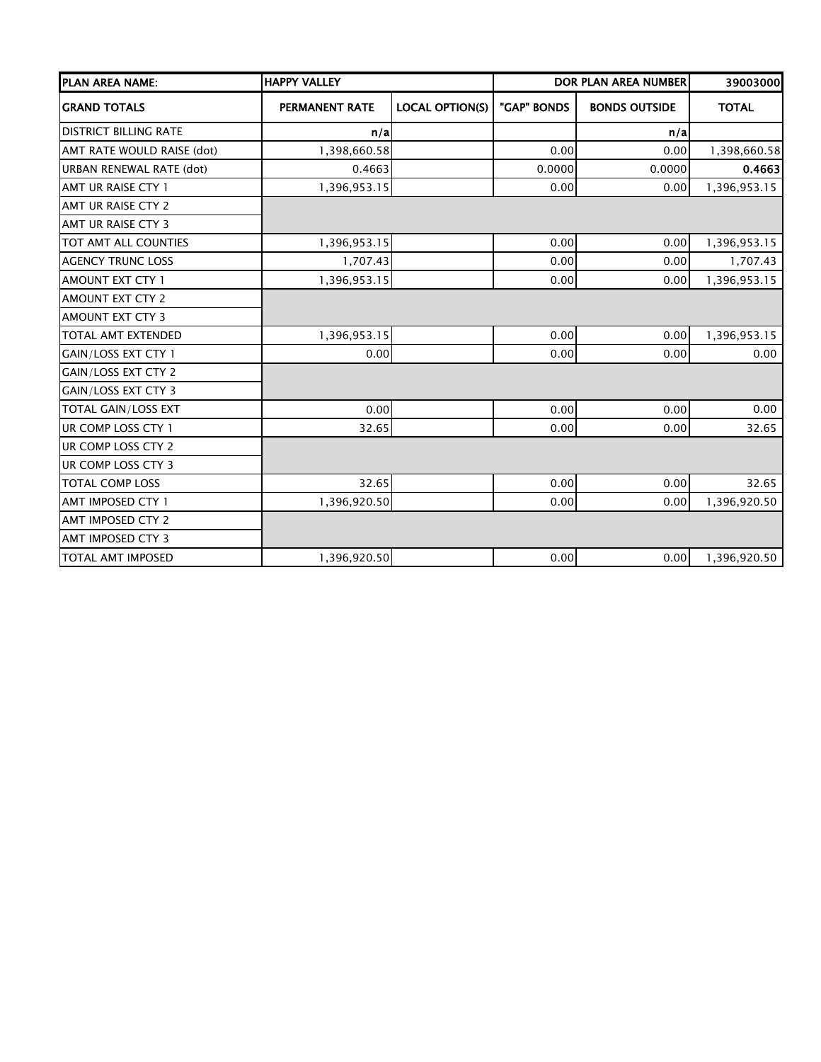| PLAN AREA NAME: | HAPPY VALLEY | | DOR PLAN AREA NUMBER | | 39003000 |
|---|---|---|---|---|---|
| **GRAND TOTALS** | **PERMANENT RATE** | **LOCAL OPTION(S)** | **"GAP" BONDS** | **BONDS OUTSIDE** | **TOTAL** |
| DISTRICT BILLING RATE | n/a | | | n/a | |
| AMT RATE WOULD RAISE (dot) | 1,398,660.58 | | 0.00 | 0.00 | 1,398,660.58 |
| URBAN RENEWAL RATE (dot) | 0.4663 | | 0.0000 | 0.0000 | **0.4663** |
| AMT UR RAISE CTY 1 | 1,396,953.15 | | 0.00 | 0.00 | 1,396,953.15 |
| AMT UR RAISE CTY 2 | | | | | |
| AMT UR RAISE CTY 3 | | | | | |
| TOT AMT ALL COUNTIES | 1,396,953.15 | | 0.00 | 0.00 | 1,396,953.15 |
| AGENCY TRUNC LOSS | 1,707.43 | | 0.00 | 0.00 | 1,707.43 |
| AMOUNT EXT CTY 1 | 1,396,953.15 | | 0.00 | 0.00 | 1,396,953.15 |
| AMOUNT EXT CTY 2 | | | | | |
| AMOUNT EXT CTY 3 | | | | | |
| TOTAL AMT EXTENDED | 1,396,953.15 | | 0.00 | 0.00 | 1,396,953.15 |
| GAIN/LOSS EXT CTY 1 | 0.00 | | 0.00 | 0.00 | 0.00 |
| GAIN/LOSS EXT CTY 2 | | | | | |
| GAIN/LOSS EXT CTY 3 | | | | | |
| TOTAL GAIN/LOSS EXT | 0.00 | | 0.00 | 0.00 | 0.00 |
| UR COMP LOSS CTY 1 | 32.65 | | 0.00 | 0.00 | 32.65 |
| UR COMP LOSS CTY 2 | | | | | |
| UR COMP LOSS CTY 3 | | | | | |
| TOTAL COMP LOSS | 32.65 | | 0.00 | 0.00 | 32.65 |
| AMT IMPOSED CTY 1 | 1,396,920.50 | | 0.00 | 0.00 | 1,396,920.50 |
| AMT IMPOSED CTY 2 | | | | | |
| AMT IMPOSED CTY 3 | | | | | |
| TOTAL AMT IMPOSED | 1,396,920.50 | | 0.00 | 0.00 | 1,396,920.50 |